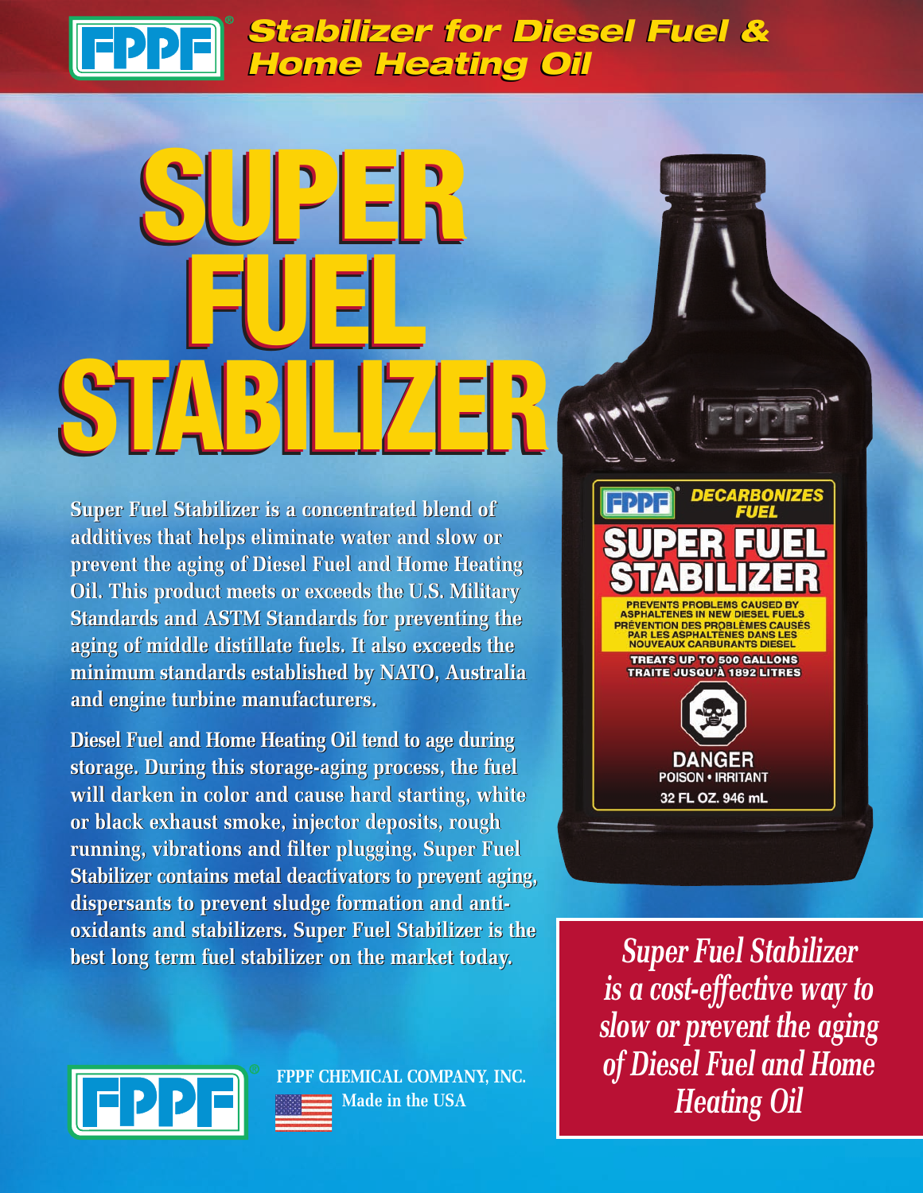# FPPF Stabilizer for Diesel Fuel & Home Heating Oil

# SUPER FUEL STABILIZER

**Super Fuel Stabilizer is a concentrated blend of additives that helps eliminate water and slow or prevent the aging of Diesel Fuel and Home Heating Oil. This product meets or exceeds the U.S. Military Standards and ASTM Standards for preventing the aging of middle distillate fuels. It also exceeds the minimum standards established by NATO, Australia and engine turbine manufacturers.**

**Diesel Fuel and Home Heating Oil tend to age during storage. During this storage-aging process, the fuel will darken in color and cause hard starting, white or black exhaust smoke, injector deposits, rough running, vibrations and filter plugging. Super Fuel Stabilizer contains metal deactivators to prevent aging, dispersants to prevent sludge formation and anti-oxidants and stabilizers. Super Fuel Stabilizer is the best long term fuel stabilizer on the market today.**

FPPF DECARBONIZES FUEL

SUPER FUEL STABILIZER

PREVENTS PROBLEMS CAUSED BY ASPHALTENES IN NEW DIESEL FUELS

PRÉVENTION DES PROBLÈMES CAUSÉS PAR LES ASPHALTÈNES DANS LES NOUVEAUX CARBURANTS DIESEL

TREATS UP TO 500 GALLONS

TRAITE JUSQU'À 1892 LITRES

DANGER

POISON • IRRITANT

32 FL OZ. 946 mL

*Super Fuel Stabilizer is a cost-effective way to slow or prevent the aging of Diesel Fuel and Home Heating Oil*

FPPF CHEMICAL COMPANY, INC.

Made in the USA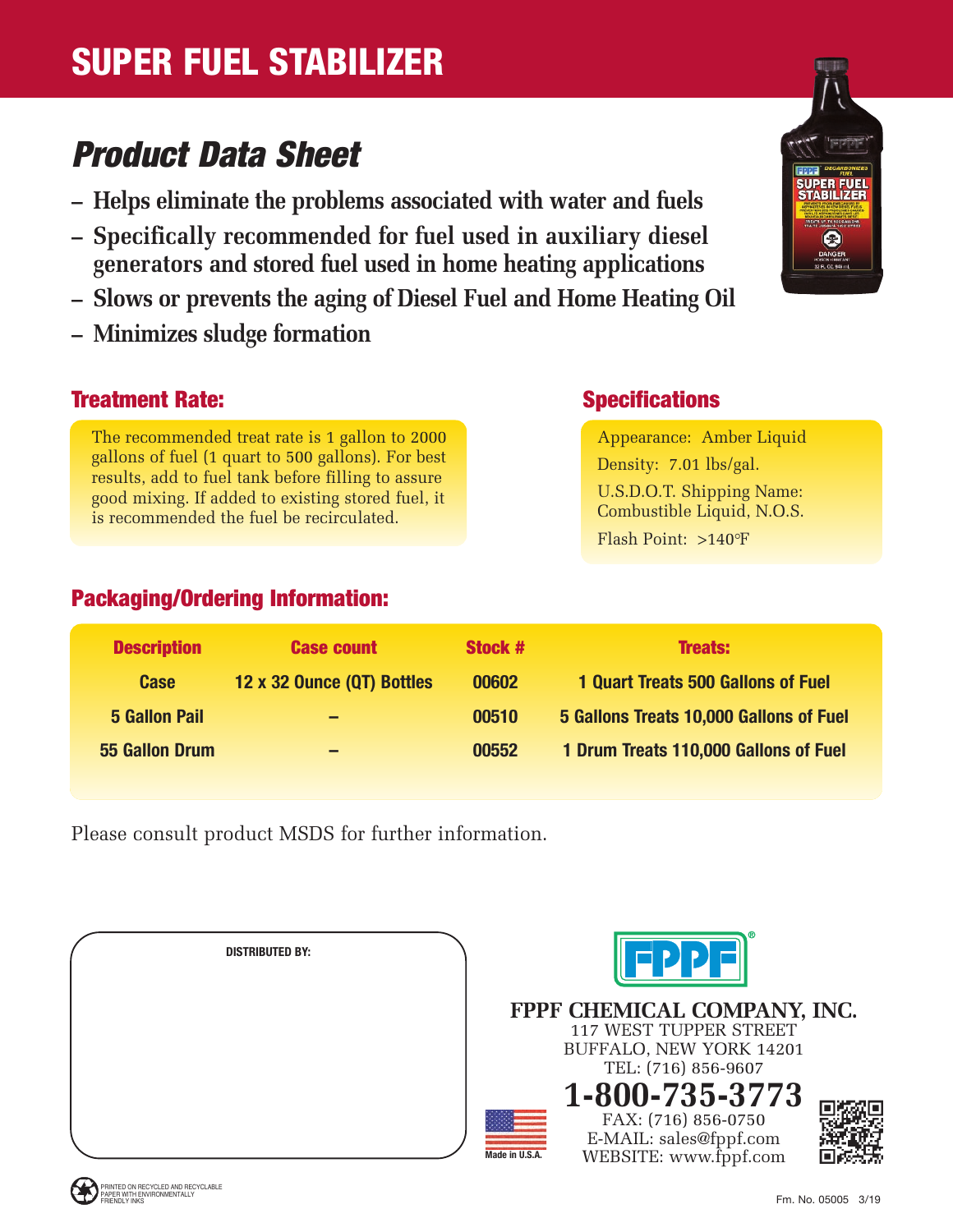# SUPER FUEL STABILIZER

## *Product Data Sheet*

- **Helps eliminate the problems associated with water and fuels**
- **Specifically recommended for fuel used in auxiliary diesel generators and stored fuel used in home heating applications**
- **Slows or prevents the aging of Diesel Fuel and Home Heating Oil**
- **Minimizes sludge formation**

### Treatment Rate:

The recommended treat rate is 1 gallon to 2000 gallons of fuel (1 quart to 500 gallons). For best results, add to fuel tank before filling to assure good mixing. If added to existing stored fuel, it is recommended the fuel be recirculated.

### Specifications

Appearance: Amber Liquid

Density: 7.01 lbs/gal.

U.S.D.O.T. Shipping Name: Combustible Liquid, N.O.S.

Flash Point: >140°F

### Packaging/Ordering Information:

| Description | Case count | Stock # | Treats: |
|---|---|---|---|
| Case | 12 x 32 Ounce (QT) Bottles | 00602 | 1 Quart Treats 500 Gallons of Fuel |
| 5 Gallon Pail | – | 00510 | 5 Gallons Treats 10,000 Gallons of Fuel |
| 55 Gallon Drum | – | 00552 | 1 Drum Treats 110,000 Gallons of Fuel |

Please consult product MSDS for further information.

**DISTRIBUTED BY:**

**FPPF CHEMICAL COMPANY, INC.**
117 WEST TUPPER STREET
BUFFALO, NEW YORK 14201
TEL: (716) 856-9607
**1-800-735-3773**
FAX: (716) 856-0750
E-MAIL: sales@fppf.com
WEBSITE: www.fppf.com

Made in U.S.A.

PRINTED ON RECYCLED AND RECYCLABLE PAPER WITH ENVIRONMENTALLY FRIENDLY INKS

Fm. No. 05005 3/19